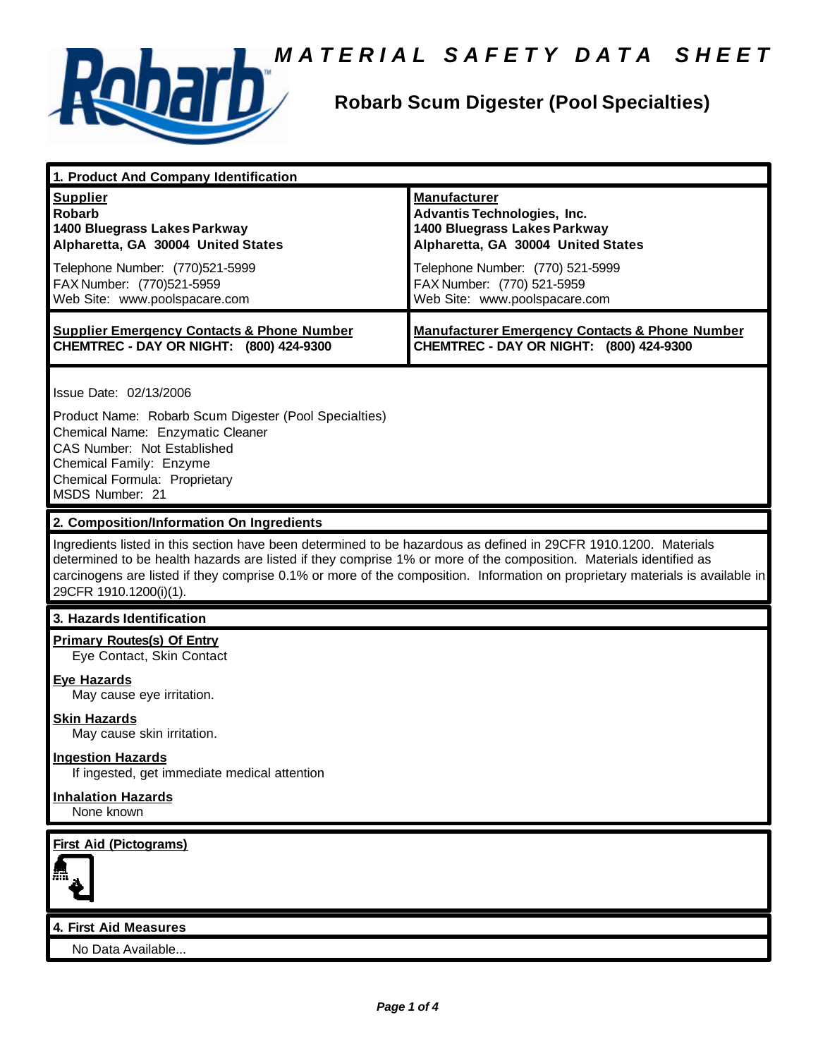# MATERIAL SAFETY DATA SHEET

## Robarb Scum Digester (Pool Specialties)

## 1. Product And Company Identification

| **Supplier** | **Manufacturer** |
|---|---|
| **Robarb**<br>**1400 Bluegrass Lakes Parkway**<br>**Alpharetta, GA 30004 United States** | **Advantis Technologies, Inc.**<br>**1400 Bluegrass Lakes Parkway**<br>**Alpharetta, GA 30004 United States** |
| Telephone Number: (770)521-5999<br>FAX Number: (770)521-5959<br>Web Site: www.poolspacare.com | Telephone Number: (770) 521-5999<br>FAX Number: (770) 521-5959<br>Web Site: www.poolspacare.com |
| **Supplier Emergency Contacts & Phone Number**<br>**CHEMTREC - DAY OR NIGHT: (800) 424-9300** | **Manufacturer Emergency Contacts & Phone Number**<br>**CHEMTREC - DAY OR NIGHT: (800) 424-9300** |

Issue Date: 02/13/2006

Product Name: Robarb Scum Digester (Pool Specialties)
Chemical Name: Enzymatic Cleaner
CAS Number: Not Established
Chemical Family: Enzyme
Chemical Formula: Proprietary
MSDS Number: 21

## 2. Composition/Information On Ingredients

Ingredients listed in this section have been determined to be hazardous as defined in 29CFR 1910.1200. Materials determined to be health hazards are listed if they comprise 1% or more of the composition. Materials identified as carcinogens are listed if they comprise 0.1% or more of the composition. Information on proprietary materials is available in 29CFR 1910.1200(i)(1).

## 3. Hazards Identification

**Primary Routes(s) Of Entry**
Eye Contact, Skin Contact

**Eye Hazards**
May cause eye irritation.

**Skin Hazards**
May cause skin irritation.

**Ingestion Hazards**
If ingested, get immediate medical attention

**Inhalation Hazards**
None known

**First Aid (Pictograms)**

## 4. First Aid Measures

No Data Available...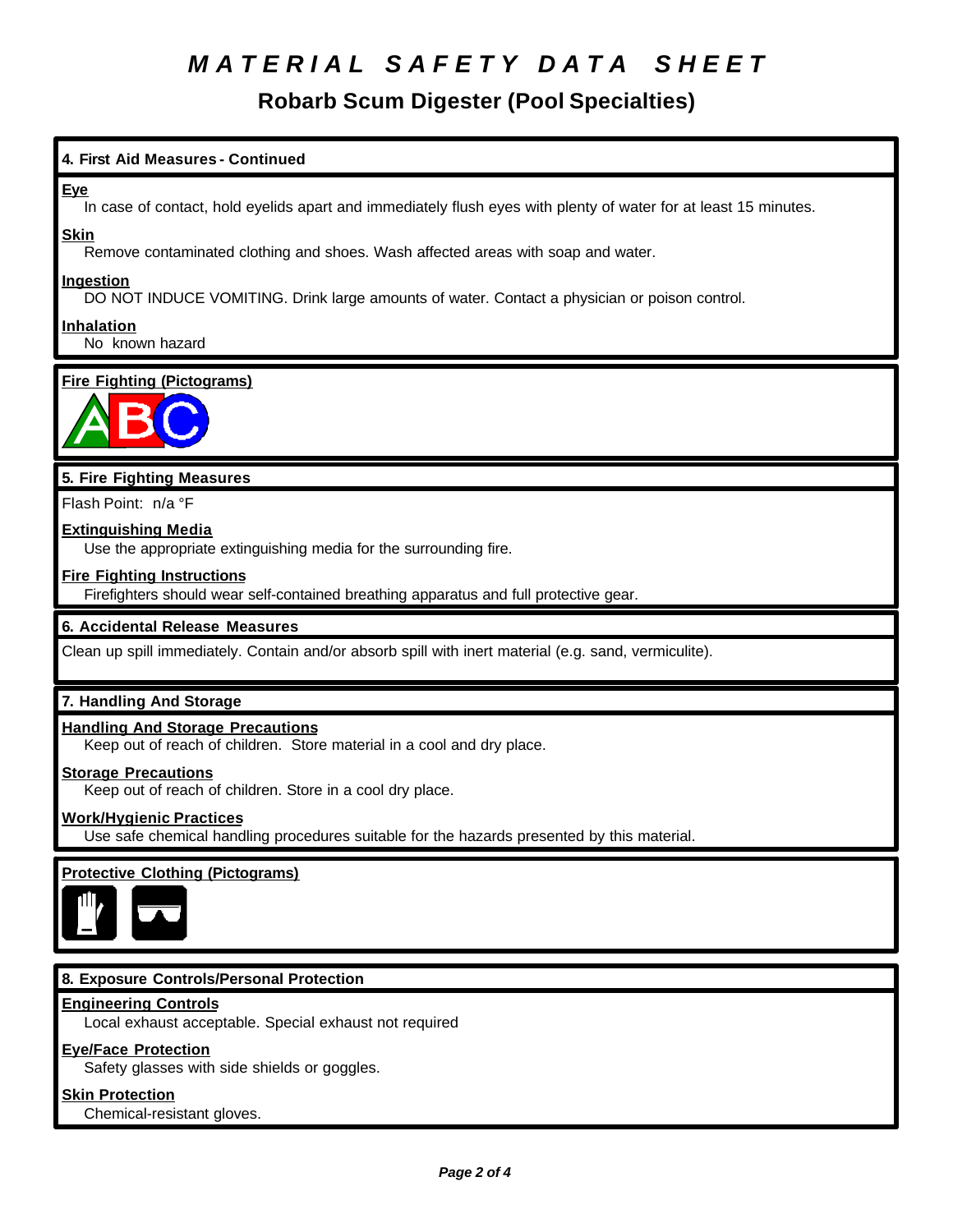# MATERIAL SAFETY DATA SHEET

## Robarb Scum Digester (Pool Specialties)

### 4. First Aid Measures - Continued

**Eye**

In case of contact, hold eyelids apart and immediately flush eyes with plenty of water for at least 15 minutes.

**Skin**

Remove contaminated clothing and shoes. Wash affected areas with soap and water.

**Ingestion**

DO NOT INDUCE VOMITING. Drink large amounts of water. Contact a physician or poison control.

**Inhalation**

No known hazard

**Fire Fighting (Pictograms)**

### 5. Fire Fighting Measures

Flash Point: n/a °F

**Extinguishing Media**

Use the appropriate extinguishing media for the surrounding fire.

**Fire Fighting Instructions**

Firefighters should wear self-contained breathing apparatus and full protective gear.

### 6. Accidental Release Measures

Clean up spill immediately. Contain and/or absorb spill with inert material (e.g. sand, vermiculite).

### 7. Handling And Storage

**Handling And Storage Precautions**

Keep out of reach of children. Store material in a cool and dry place.

**Storage Precautions**

Keep out of reach of children. Store in a cool dry place.

**Work/Hygienic Practices**

Use safe chemical handling procedures suitable for the hazards presented by this material.

**Protective Clothing (Pictograms)**

### 8. Exposure Controls/Personal Protection

**Engineering Controls**

Local exhaust acceptable. Special exhaust not required

**Eye/Face Protection**

Safety glasses with side shields or goggles.

**Skin Protection**

Chemical-resistant gloves.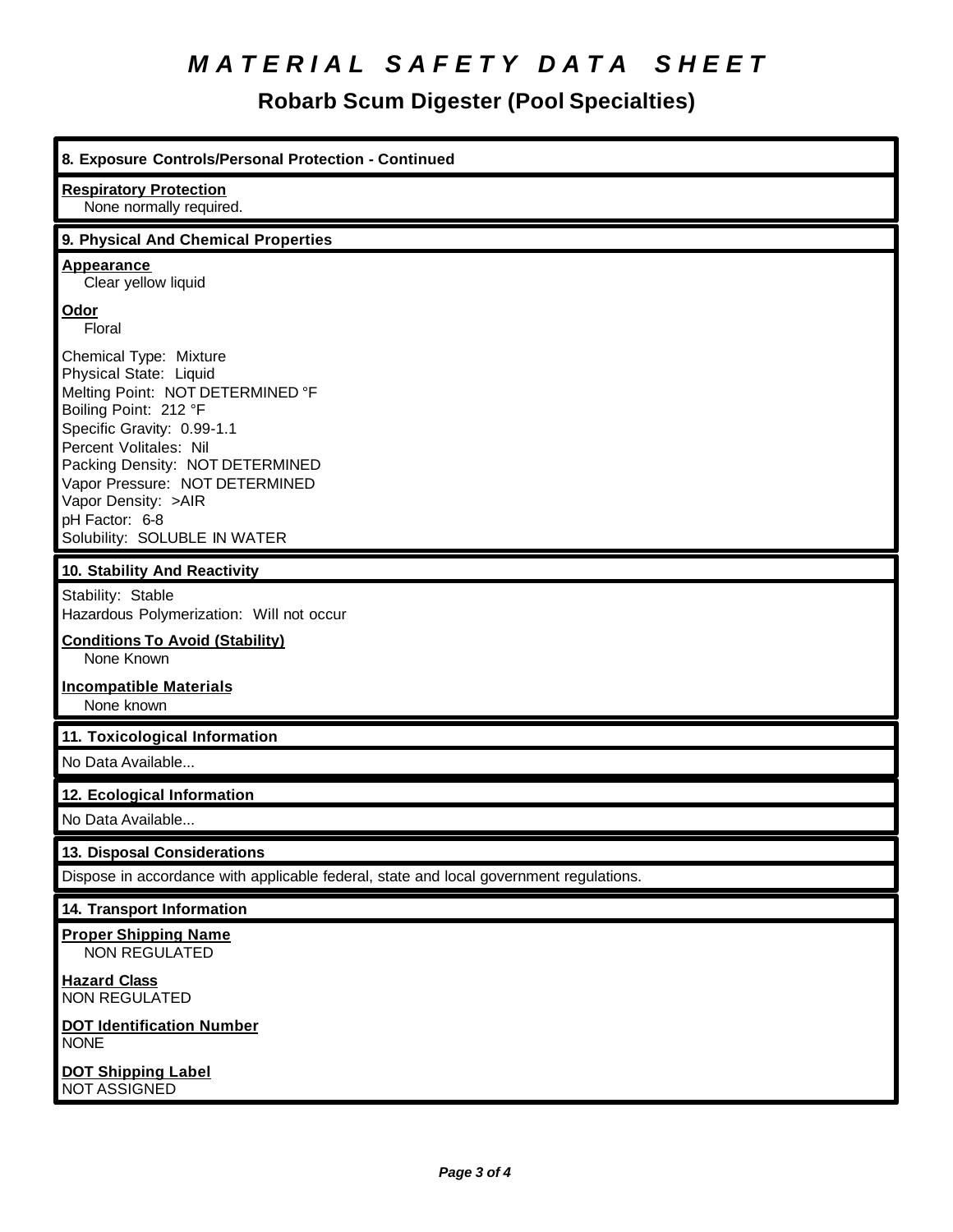# *MATERIAL SAFETY DATA SHEET*

## Robarb Scum Digester (Pool Specialties)

### 8. Exposure Controls/Personal Protection - Continued

**Respiratory Protection**
None normally required.

### 9. Physical And Chemical Properties

**Appearance**
Clear yellow liquid

**Odor**
Floral

Chemical Type: Mixture
Physical State: Liquid
Melting Point: NOT DETERMINED °F
Boiling Point: 212 °F
Specific Gravity: 0.99-1.1
Percent Volitales: Nil
Packing Density: NOT DETERMINED
Vapor Pressure: NOT DETERMINED
Vapor Density: >AIR
pH Factor: 6-8
Solubility: SOLUBLE IN WATER

### 10. Stability And Reactivity

Stability: Stable
Hazardous Polymerization: Will not occur

**Conditions To Avoid (Stability)**
None Known

**Incompatible Materials**
None known

### 11. Toxicological Information

No Data Available...

### 12. Ecological Information

No Data Available...

### 13. Disposal Considerations

Dispose in accordance with applicable federal, state and local government regulations.

### 14. Transport Information

**Proper Shipping Name**
NON REGULATED

**Hazard Class**
NON REGULATED

**DOT Identification Number**
NONE

**DOT Shipping Label**
NOT ASSIGNED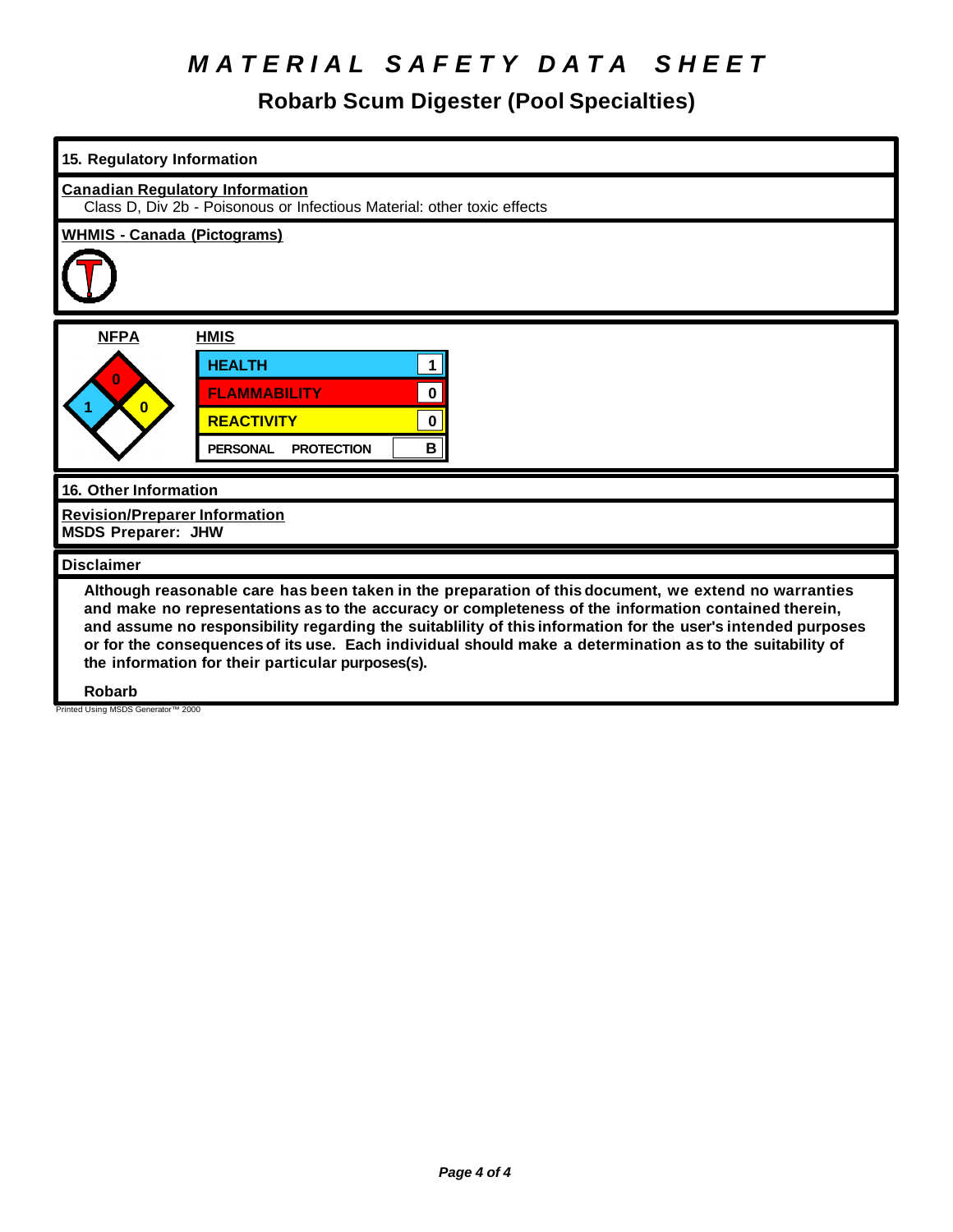# MATERIAL SAFETY DATA SHEET

## Robarb Scum Digester (Pool Specialties)

### 15. Regulatory Information

**Canadian Regulatory Information**

Class D, Div 2b - Poisonous or Infectious Material: other toxic effects

**WHMIS - Canada (Pictograms)**

**NFPA**

0

1 0

**HMIS**

| | |
|---|---|
| HEALTH | 1 |
| FLAMMABILITY | 0 |
| REACTIVITY | 0 |
| PERSONAL PROTECTION | B |

### 16. Other Information

**Revision/Preparer Information**

**MSDS Preparer: JHW**

**Disclaimer**

**Although reasonable care has been taken in the preparation of this document, we extend no warranties and make no representations as to the accuracy or completeness of the information contained therein, and assume no responsibility regarding the suitablility of this information for the user's intended purposes or for the consequences of its use. Each individual should make a determination as to the suitability of the information for their particular purposes(s).**

**Robarb**

Printed Using MSDS Generator™ 2000